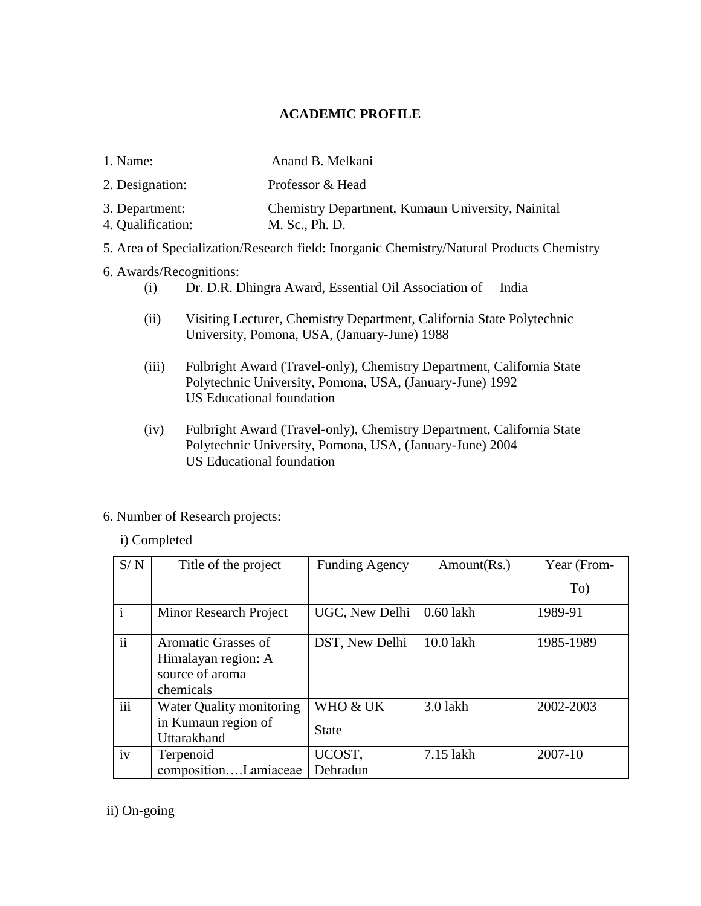# ACADEMIC PROFILE

1. Name: Anand B. Melkani
2. Designation: Professor & Head
3. Department: Chemistry Department, Kumaun University, Nainital
4. Qualification: M. Sc., Ph. D.
5. Area of Specialization/Research field: Inorganic Chemistry/Natural Products Chemistry
6. Awards/Recognitions:
   - (i) Dr. D.R. Dhingra Award, Essential Oil Association of India
   - (ii) Visiting Lecturer, Chemistry Department, California State Polytechnic University, Pomona, USA, (January-June) 1988
   - (iii) Fulbright Award (Travel-only), Chemistry Department, California State Polytechnic University, Pomona, USA, (January-June) 1992 US Educational foundation
   - (iv) Fulbright Award (Travel-only), Chemistry Department, California State Polytechnic University, Pomona, USA, (January-June) 2004 US Educational foundation

6. Number of Research projects:

i) Completed

| S/ N | Title of the project | Funding Agency | Amount(Rs.) | Year (From-To) |
|---|---|---|---|---|
| i | Minor Research Project | UGC, New Delhi | 0.60 lakh | 1989-91 |
| ii | Aromatic Grasses of Himalayan region: A source of aroma chemicals | DST, New Delhi | 10.0 lakh | 1985-1989 |
| iii | Water Quality monitoring in Kumaun region of Uttarakhand | WHO & UK State | 3.0 lakh | 2002-2003 |
| iv | Terpenoid composition….Lamiaceae | UCOST, Dehradun | 7.15 lakh | 2007-10 |

ii) On-going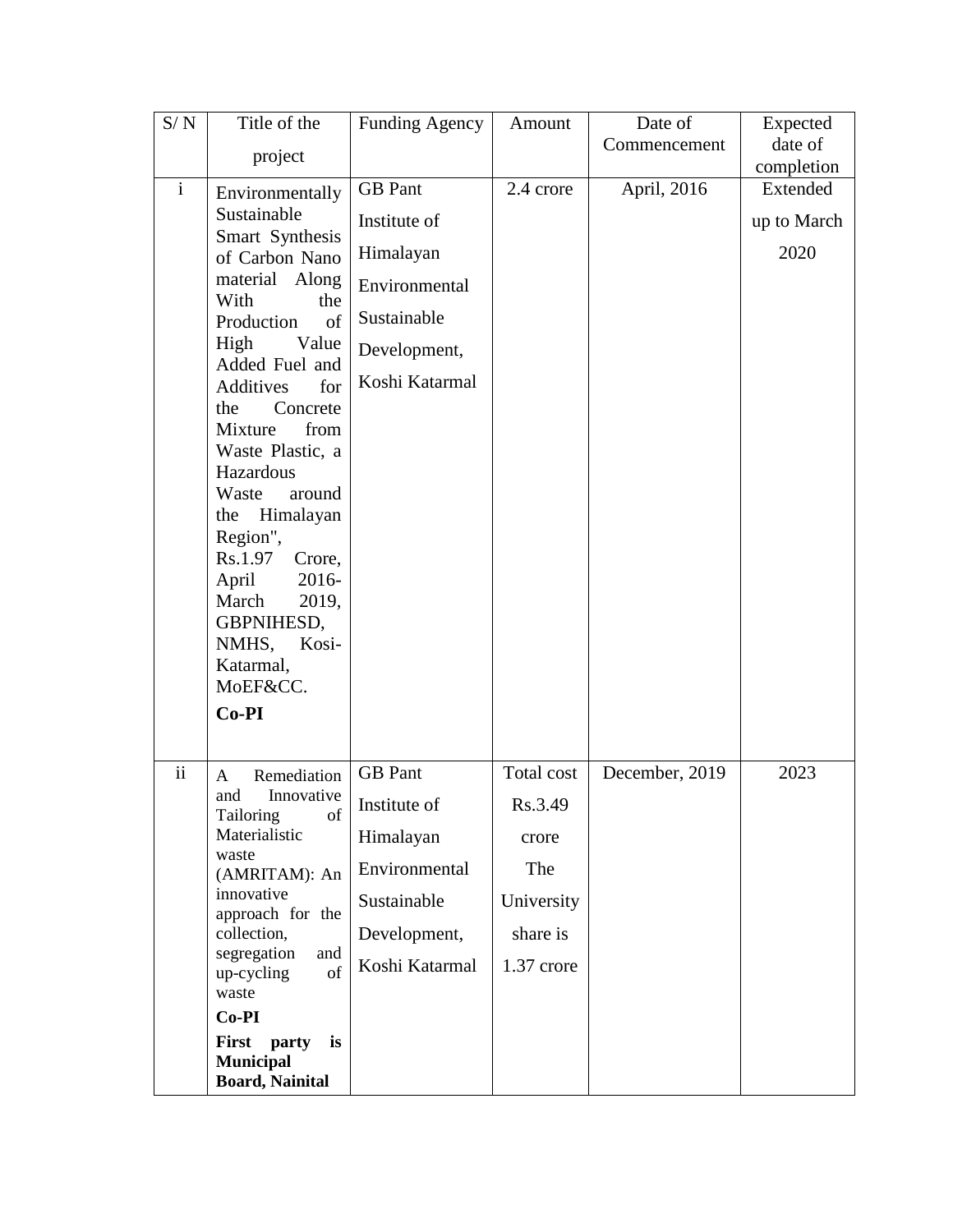| S/ N | Title of the project | Funding Agency | Amount | Date of Commencement | Expected date of completion |
|---|---|---|---|---|---|
| i | Environmentally Sustainable Smart Synthesis of Carbon Nano material Along With the Production of High Value Added Fuel and Additives for the Concrete Mixture from Waste Plastic, a Hazardous Waste around the Himalayan Region", Rs.1.97 Crore, April 2016-March 2019, GBPNIHESD, NMHS, Kosi-Katarmal, MoEF&CC. **Co-PI** | GB Pant Institute of Himalayan Environmental Sustainable Development, Koshi Katarmal | 2.4 crore | April, 2016 | Extended up to March 2020 |
| ii | A Remediation and Innovative Tailoring of Materialistic waste (AMRITAM): An innovative approach for the collection, segregation and up-cycling of waste **Co-PI** **First party is Municipal Board, Nainital** | GB Pant Institute of Himalayan Environmental Sustainable Development, Koshi Katarmal | Total cost Rs.3.49 crore The University share is 1.37 crore | December, 2019 | 2023 |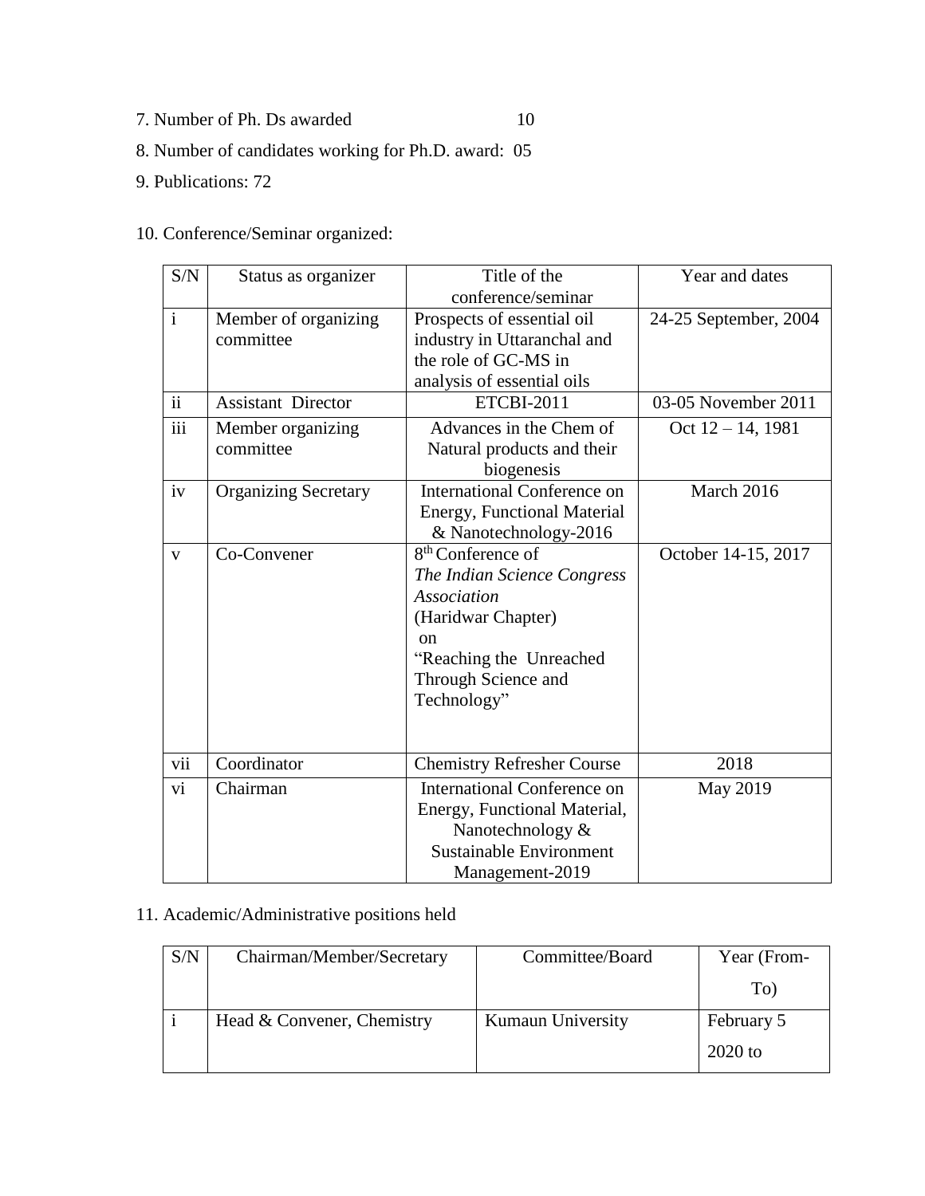7. Number of Ph. Ds awarded 10

8. Number of candidates working for Ph.D. award: 05

9. Publications: 72

10. Conference/Seminar organized:

| S/N | Status as organizer | Title of the conference/seminar | Year and dates |
|---|---|---|---|
| i | Member of organizing committee | Prospects of essential oil industry in Uttaranchal and the role of GC-MS in analysis of essential oils | 24-25 September, 2004 |
| ii | Assistant Director | ETCBI-2011 | 03-05 November 2011 |
| iii | Member organizing committee | Advances in the Chem of Natural products and their biogenesis | Oct 12 – 14, 1981 |
| iv | Organizing Secretary | International Conference on Energy, Functional Material & Nanotechnology-2016 | March 2016 |
| v | Co-Convener | 8th Conference of *The Indian Science Congress Association* (Haridwar Chapter) on "Reaching the Unreached Through Science and Technology" | October 14-15, 2017 |
| vii | Coordinator | Chemistry Refresher Course | 2018 |
| vi | Chairman | International Conference on Energy, Functional Material, Nanotechnology & Sustainable Environment Management-2019 | May 2019 |

11. Academic/Administrative positions held

| S/N | Chairman/Member/Secretary | Committee/Board | Year (From-To) |
|---|---|---|---|
| i | Head & Convener, Chemistry | Kumaun University | February 5 2020 to |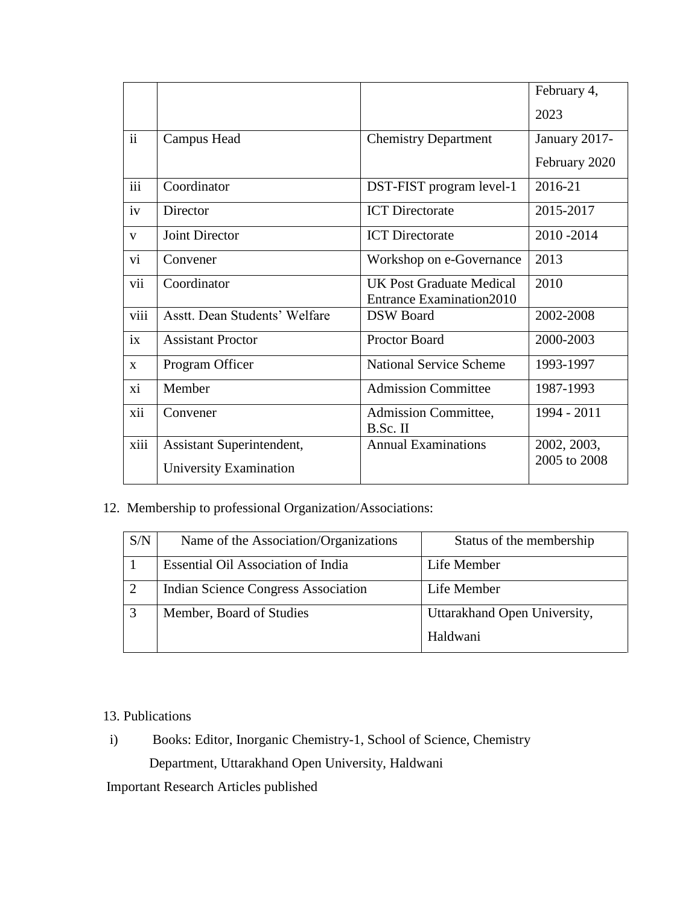| | | | February 4, 2023 |
|---|---|---|---|
| ii | Campus Head | Chemistry Department | January 2017-February 2020 |
| iii | Coordinator | DST-FIST program level-1 | 2016-21 |
| iv | Director | ICT Directorate | 2015-2017 |
| v | Joint Director | ICT Directorate | 2010 -2014 |
| vi | Convener | Workshop on e-Governance | 2013 |
| vii | Coordinator | UK Post Graduate Medical Entrance Examination2010 | 2010 |
| viii | Asstt. Dean Students' Welfare | DSW Board | 2002-2008 |
| ix | Assistant Proctor | Proctor Board | 2000-2003 |
| x | Program Officer | National Service Scheme | 1993-1997 |
| xi | Member | Admission Committee | 1987-1993 |
| xii | Convener | Admission Committee, B.Sc. II | 1994 - 2011 |
| xiii | Assistant Superintendent, University Examination | Annual Examinations | 2002, 2003, 2005 to 2008 |

12. Membership to professional Organization/Associations:

| S/N | Name of the Association/Organizations | Status of the membership |
|---|---|---|
| 1 | Essential Oil Association of India | Life Member |
| 2 | Indian Science Congress Association | Life Member |
| 3 | Member, Board of Studies | Uttarakhand Open University, Haldwani |

13. Publications

i) Books: Editor, Inorganic Chemistry-1, School of Science, Chemistry Department, Uttarakhand Open University, Haldwani

Important Research Articles published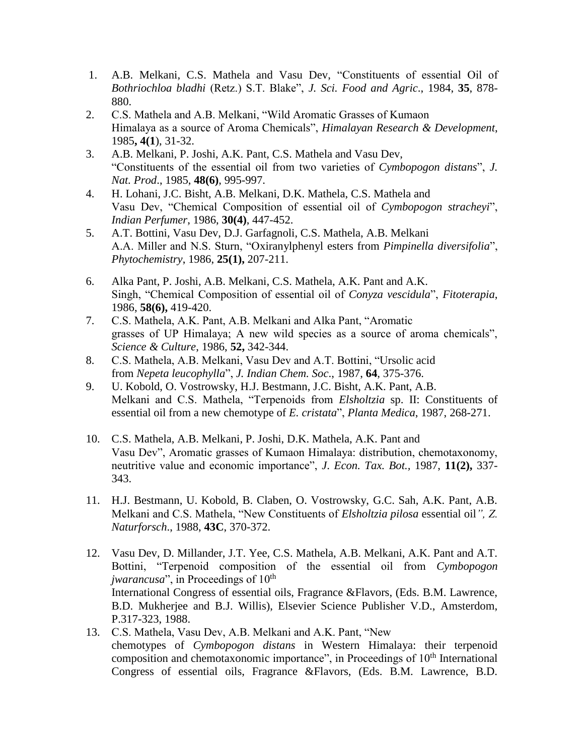1. A.B. Melkani, C.S. Mathela and Vasu Dev, "Constituents of essential Oil of *Bothriochloa bladhi* (Retz.) S.T. Blake", *J. Sci. Food and Agric*., 1984, **35**, 878-880.
2. C.S. Mathela and A.B. Melkani, "Wild Aromatic Grasses of Kumaon Himalaya as a source of Aroma Chemicals", *Himalayan Research & Development*, 1985**, 4(1**), 31-32.
3. A.B. Melkani, P. Joshi, A.K. Pant, C.S. Mathela and Vasu Dev, "Constituents of the essential oil from two varieties of *Cymbopogon distans*", *J. Nat. Prod*., 1985, **48(6)**, 995-997.
4. H. Lohani, J.C. Bisht, A.B. Melkani, D.K. Mathela, C.S. Mathela and Vasu Dev, "Chemical Composition of essential oil of *Cymbopogon stracheyi*", *Indian Perfumer*, 1986, **30(4)**, 447-452.
5. A.T. Bottini, Vasu Dev, D.J. Garfagnoli, C.S. Mathela, A.B. Melkani A.A. Miller and N.S. Sturn, "Oxiranylphenyl esters from *Pimpinella diversifolia*", *Phytochemistry*, 1986, **25(1),** 207-211.
6. Alka Pant, P. Joshi, A.B. Melkani, C.S. Mathela, A.K. Pant and A.K. Singh, "Chemical Composition of essential oil of *Conyza vescidula*", *Fitoterapia*, 1986, **58(6),** 419-420.
7. C.S. Mathela, A.K. Pant, A.B. Melkani and Alka Pant, "Aromatic grasses of UP Himalaya; A new wild species as a source of aroma chemicals", *Science & Culture*, 1986, **52,** 342-344.
8. C.S. Mathela, A.B. Melkani, Vasu Dev and A.T. Bottini, "Ursolic acid from *Nepeta leucophylla*", *J. Indian Chem. Soc*., 1987, **64**, 375-376.
9. U. Kobold, O. Vostrowsky, H.J. Bestmann, J.C. Bisht, A.K. Pant, A.B. Melkani and C.S. Mathela, "Terpenoids from *Elsholtzia* sp. II: Constituents of essential oil from a new chemotype of *E. cristata*", *Planta Medica*, 1987, 268-271.
10. C.S. Mathela, A.B. Melkani, P. Joshi, D.K. Mathela, A.K. Pant and Vasu Dev", Aromatic grasses of Kumaon Himalaya: distribution, chemotaxonomy, neutritive value and economic importance", *J. Econ. Tax. Bot.,* 1987, **11(2),** 337-343.
11. H.J. Bestmann, U. Kobold, B. Claben, O. Vostrowsky, G.C. Sah, A.K. Pant, A.B. Melkani and C.S. Mathela, "New Constituents of *Elsholtzia pilosa* essential oil*", Z. Naturforsch*., 1988, **43C**, 370-372.
12. Vasu Dev, D. Millander, J.T. Yee, C.S. Mathela, A.B. Melkani, A.K. Pant and A.T. Bottini, "Terpenoid composition of the essential oil from *Cymbopogon jwarancusa*", in Proceedings of 10th International Congress of essential oils, Fragrance &Flavors, (Eds. B.M. Lawrence, B.D. Mukherjee and B.J. Willis), Elsevier Science Publisher V.D., Amsterdom, P.317-323, 1988.
13. C.S. Mathela, Vasu Dev, A.B. Melkani and A.K. Pant, "New chemotypes of *Cymbopogon distans* in Western Himalaya: their terpenoid composition and chemotaxonomic importance", in Proceedings of 10th International Congress of essential oils, Fragrance &Flavors, (Eds. B.M. Lawrence, B.D.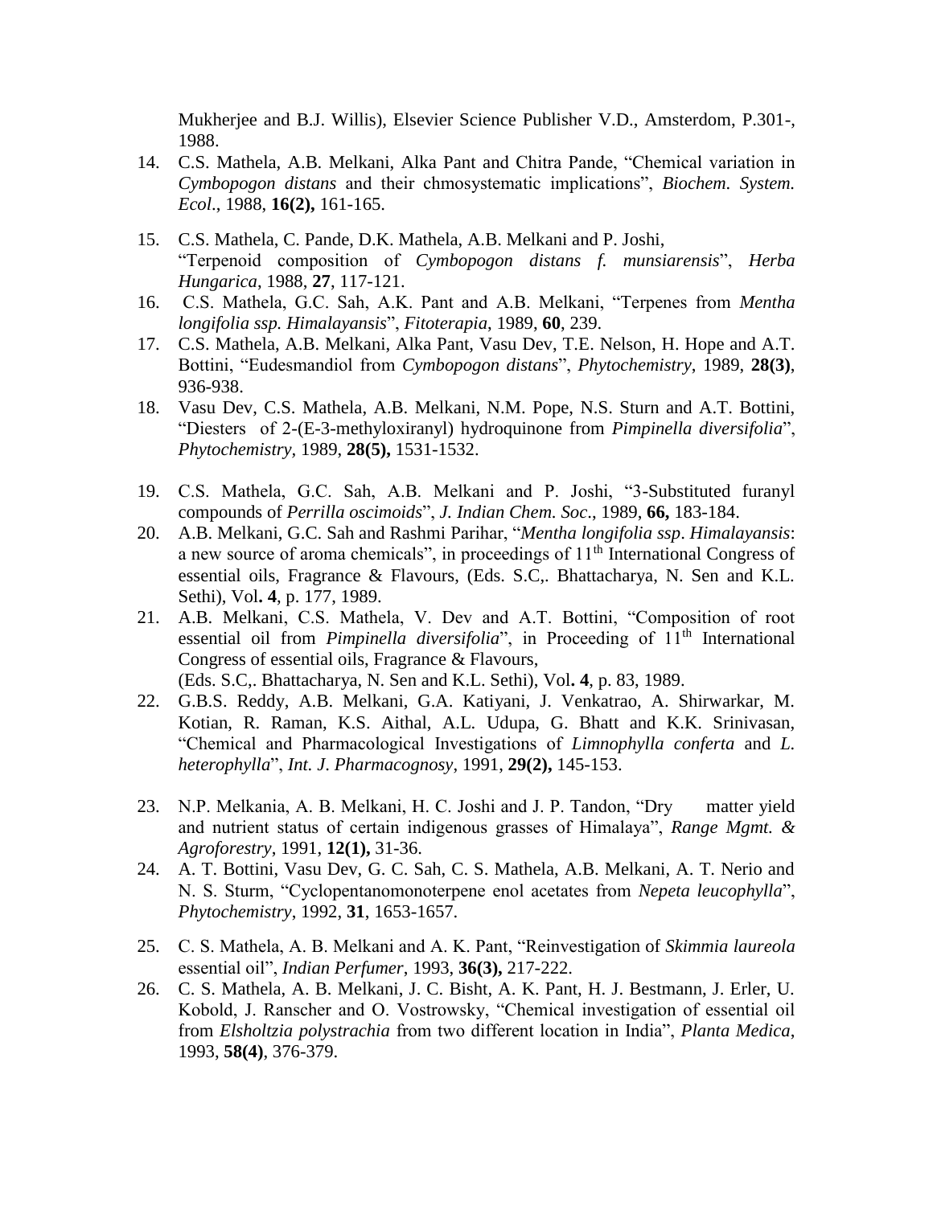Mukherjee and B.J. Willis), Elsevier Science Publisher V.D., Amsterdom, P.301-, 1988.

14. C.S. Mathela, A.B. Melkani, Alka Pant and Chitra Pande, "Chemical variation in *Cymbopogon distans* and their chmosystematic implications", *Biochem. System. Ecol*., 1988, **16(2),** 161-165.

15. C.S. Mathela, C. Pande, D.K. Mathela, A.B. Melkani and P. Joshi, "Terpenoid composition of *Cymbopogon distans f. munsiarensis*", *Herba Hungarica*, 1988, **27**, 117-121.

16. C.S. Mathela, G.C. Sah, A.K. Pant and A.B. Melkani, "Terpenes from *Mentha longifolia ssp. Himalayansis*", *Fitoterapia*, 1989, **60**, 239.

17. C.S. Mathela, A.B. Melkani, Alka Pant, Vasu Dev, T.E. Nelson, H. Hope and A.T. Bottini, "Eudesmandiol from *Cymbopogon distans*", *Phytochemistry*, 1989, **28(3)**, 936-938.

18. Vasu Dev, C.S. Mathela, A.B. Melkani, N.M. Pope, N.S. Sturn and A.T. Bottini, "Diesters of 2-(E-3-methyloxiranyl) hydroquinone from *Pimpinella diversifolia*", *Phytochemistry*, 1989, **28(5),** 1531-1532.

19. C.S. Mathela, G.C. Sah, A.B. Melkani and P. Joshi, "3-Substituted furanyl compounds of *Perrilla oscimoids*", *J. Indian Chem. Soc*., 1989, **66,** 183-184.

20. A.B. Melkani, G.C. Sah and Rashmi Parihar, "*Mentha longifolia ssp*. *Himalayansis*: a new source of aroma chemicals", in proceedings of 11th International Congress of essential oils, Fragrance & Flavours, (Eds. S.C,. Bhattacharya, N. Sen and K.L. Sethi), Vol**. 4**, p. 177, 1989.

21. A.B. Melkani, C.S. Mathela, V. Dev and A.T. Bottini, "Composition of root essential oil from *Pimpinella diversifolia*", in Proceeding of 11th International Congress of essential oils, Fragrance & Flavours, (Eds. S.C,. Bhattacharya, N. Sen and K.L. Sethi), Vol**. 4**, p. 83, 1989.

22. G.B.S. Reddy, A.B. Melkani, G.A. Katiyani, J. Venkatrao, A. Shirwarkar, M. Kotian, R. Raman, K.S. Aithal, A.L. Udupa, G. Bhatt and K.K. Srinivasan, "Chemical and Pharmacological Investigations of *Limnophylla conferta* and *L. heterophylla*", *Int. J. Pharmacognosy*, 1991, **29(2),** 145-153.

23. N.P. Melkania, A. B. Melkani, H. C. Joshi and J. P. Tandon, "Dry matter yield and nutrient status of certain indigenous grasses of Himalaya", *Range Mgmt. & Agroforestry*, 1991, **12(1),** 31-36.

24. A. T. Bottini, Vasu Dev, G. C. Sah, C. S. Mathela, A.B. Melkani, A. T. Nerio and N. S. Sturm, "Cyclopentanomonoterpene enol acetates from *Nepeta leucophylla*", *Phytochemistry*, 1992, **31**, 1653-1657.

25. C. S. Mathela, A. B. Melkani and A. K. Pant, "Reinvestigation of *Skimmia laureola* essential oil", *Indian Perfumer*, 1993, **36(3),** 217-222.

26. C. S. Mathela, A. B. Melkani, J. C. Bisht, A. K. Pant, H. J. Bestmann, J. Erler, U. Kobold, J. Ranscher and O. Vostrowsky, "Chemical investigation of essential oil from *Elsholtzia polystrachia* from two different location in India", *Planta Medica*, 1993, **58(4)**, 376-379.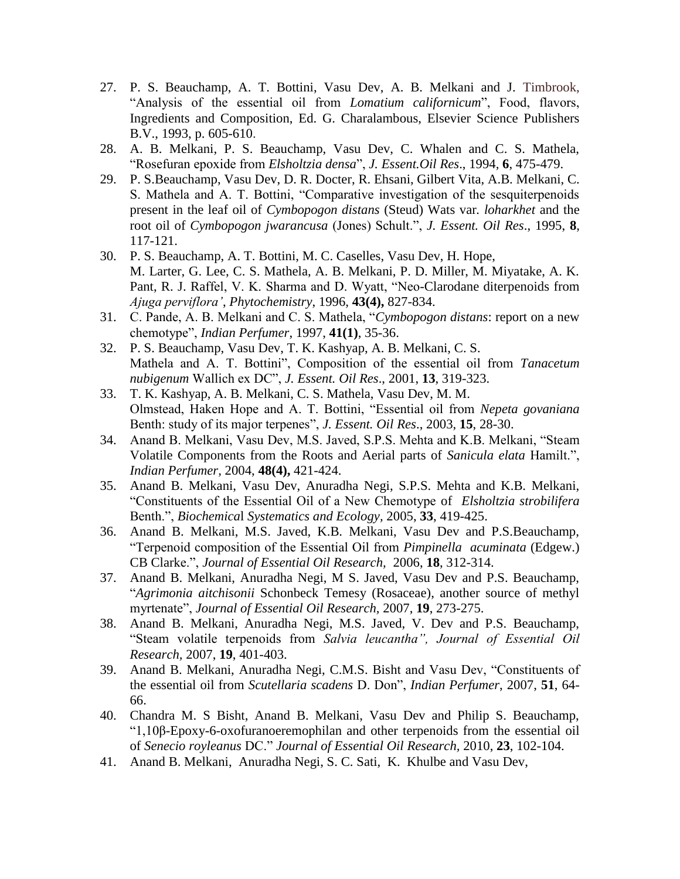27. P. S. Beauchamp, A. T. Bottini, Vasu Dev, A. B. Melkani and J. Timbrook, "Analysis of the essential oil from *Lomatium californicum*", Food, flavors, Ingredients and Composition, Ed. G. Charalambous, Elsevier Science Publishers B.V., 1993, p. 605-610.
28. A. B. Melkani, P. S. Beauchamp, Vasu Dev, C. Whalen and C. S. Mathela, "Rosefuran epoxide from *Elsholtzia densa*", *J. Essent.Oil Res*., 1994, **6**, 475-479.
29. P. S.Beauchamp, Vasu Dev, D. R. Docter, R. Ehsani, Gilbert Vita, A.B. Melkani, C. S. Mathela and A. T. Bottini, "Comparative investigation of the sesquiterpenoids present in the leaf oil of *Cymbopogon distans* (Steud) Wats var. *loharkhet* and the root oil of *Cymbopogon jwarancusa* (Jones) Schult.", *J. Essent. Oil Res*., 1995, **8**, 117-121.
30. P. S. Beauchamp, A. T. Bottini, M. C. Caselles, Vasu Dev, H. Hope, M. Larter, G. Lee, C. S. Mathela, A. B. Melkani, P. D. Miller, M. Miyatake, A. K. Pant, R. J. Raffel, V. K. Sharma and D. Wyatt, "Neo-Clarodane diterpenoids from *Ajuga perviflora'*, *Phytochemistry*, 1996, **43(4),** 827-834.
31. C. Pande, A. B. Melkani and C. S. Mathela, "*Cymbopogon distans*: report on a new chemotype", *Indian Perfumer*, 1997, **41(1)**, 35-36.
32. P. S. Beauchamp, Vasu Dev, T. K. Kashyap, A. B. Melkani, C. S. Mathela and A. T. Bottini", Composition of the essential oil from *Tanacetum nubigenum* Wallich ex DC", *J. Essent. Oil Res*., 2001, **13**, 319-323.
33. T. K. Kashyap, A. B. Melkani, C. S. Mathela, Vasu Dev, M. M. Olmstead, Haken Hope and A. T. Bottini, "Essential oil from *Nepeta govaniana* Benth: study of its major terpenes", *J. Essent. Oil Res*., 2003, **15**, 28-30.
34. Anand B. Melkani, Vasu Dev, M.S. Javed, S.P.S. Mehta and K.B. Melkani, "Steam Volatile Components from the Roots and Aerial parts of *Sanicula elata* Hamilt.", *Indian Perfumer,* 2004, **48(4),** 421-424.
35. Anand B. Melkani, Vasu Dev, Anuradha Negi, S.P.S. Mehta and K.B. Melkani, "Constituents of the Essential Oil of a New Chemotype of *Elsholtzia strobilifera* Benth.", *Biochemical Systematics and Ecology,* 2005, **33**, 419-425.
36. Anand B. Melkani, M.S. Javed, K.B. Melkani, Vasu Dev and P.S.Beauchamp, "Terpenoid composition of the Essential Oil from *Pimpinella acuminata* (Edgew.) CB Clarke.", *Journal of Essential Oil Research,* 2006, **18**, 312-314.
37. Anand B. Melkani, Anuradha Negi, M S. Javed, Vasu Dev and P.S. Beauchamp, "*Agrimonia aitchisonii* Schonbeck Temesy (Rosaceae), another source of methyl myrtenate", *Journal of Essential Oil Research,* 2007, **19**, 273-275.
38. Anand B. Melkani, Anuradha Negi, M.S. Javed, V. Dev and P.S. Beauchamp, "Steam volatile terpenoids from *Salvia leucantha", Journal of Essential Oil Research,* 2007, **19**, 401-403.
39. Anand B. Melkani, Anuradha Negi, C.M.S. Bisht and Vasu Dev, "Constituents of the essential oil from *Scutellaria scadens* D. Don", *Indian Perfumer*, 2007, **51**, 64-66.
40. Chandra M. S Bisht, Anand B. Melkani, Vasu Dev and Philip S. Beauchamp, "1,10β-Epoxy-6-oxofuranoeremophilan and other terpenoids from the essential oil of *Senecio royleanus* DC." *Journal of Essential Oil Research*, 2010, **23**, 102-104.
41. Anand B. Melkani, Anuradha Negi, S. C. Sati, K. Khulbe and Vasu Dev,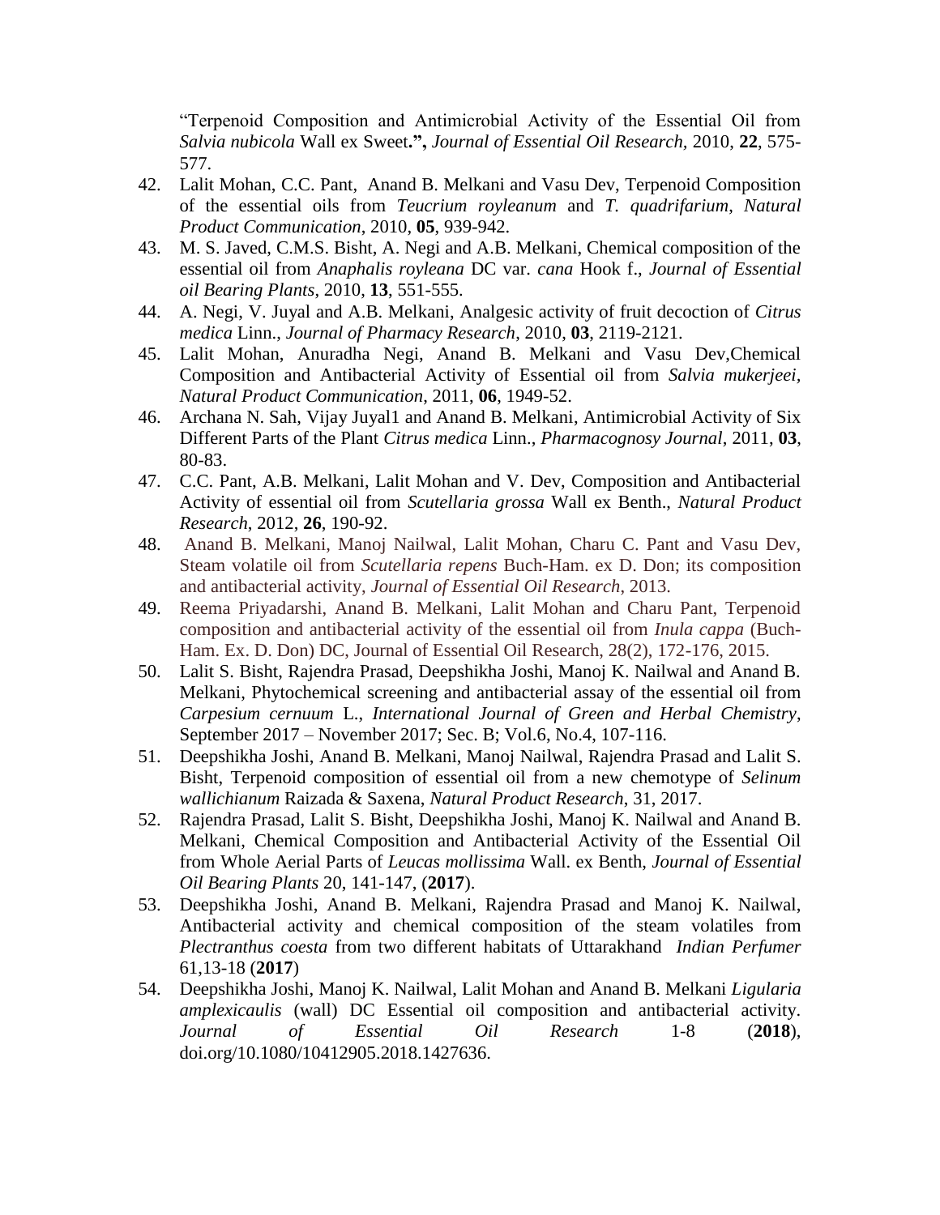"Terpenoid Composition and Antimicrobial Activity of the Essential Oil from *Salvia nubicola* Wall ex Sweet**.",** *Journal of Essential Oil Research,* 2010, **22**, 575-577.

42. Lalit Mohan, C.C. Pant, Anand B. Melkani and Vasu Dev, Terpenoid Composition of the essential oils from *Teucrium royleanum* and *T. quadrifarium*, *Natural Product Communication*, 2010, **05**, 939-942.
43. M. S. Javed, C.M.S. Bisht, A. Negi and A.B. Melkani, Chemical composition of the essential oil from *Anaphalis royleana* DC var. *cana* Hook f., *Journal of Essential oil Bearing Plants*, 2010, **13**, 551-555.
44. A. Negi, V. Juyal and A.B. Melkani, Analgesic activity of fruit decoction of *Citrus medica* Linn., *Journal of Pharmacy Research*, 2010, **03**, 2119-2121.
45. Lalit Mohan, Anuradha Negi, Anand B. Melkani and Vasu Dev,Chemical Composition and Antibacterial Activity of Essential oil from *Salvia mukerjeei*, *Natural Product Communication*, 2011, **06**, 1949-52.
46. Archana N. Sah, Vijay Juyal1 and Anand B. Melkani, Antimicrobial Activity of Six Different Parts of the Plant *Citrus medica* Linn., *Pharmacognosy Journal*, 2011, **03**, 80-83.
47. C.C. Pant, A.B. Melkani, Lalit Mohan and V. Dev, Composition and Antibacterial Activity of essential oil from *Scutellaria grossa* Wall ex Benth., *Natural Product Research*, 2012, **26**, 190-92.
48. Anand B. Melkani, Manoj Nailwal, Lalit Mohan, Charu C. Pant and Vasu Dev, Steam volatile oil from *Scutellaria repens* Buch-Ham. ex D. Don; its composition and antibacterial activity, *Journal of Essential Oil Research*, 2013.
49. Reema Priyadarshi, Anand B. Melkani, Lalit Mohan and Charu Pant, Terpenoid composition and antibacterial activity of the essential oil from *Inula cappa* (Buch-Ham. Ex. D. Don) DC, Journal of Essential Oil Research, 28(2), 172-176, 2015.
50. Lalit S. Bisht, Rajendra Prasad, Deepshikha Joshi, Manoj K. Nailwal and Anand B. Melkani, Phytochemical screening and antibacterial assay of the essential oil from *Carpesium cernuum* L., *International Journal of Green and Herbal Chemistry*, September 2017 – November 2017; Sec. B; Vol.6, No.4, 107-116.
51. Deepshikha Joshi, Anand B. Melkani, Manoj Nailwal, Rajendra Prasad and Lalit S. Bisht, Terpenoid composition of essential oil from a new chemotype of *Selinum wallichianum* Raizada & Saxena, *Natural Product Research*, 31, 2017.
52. Rajendra Prasad, Lalit S. Bisht, Deepshikha Joshi, Manoj K. Nailwal and Anand B. Melkani, Chemical Composition and Antibacterial Activity of the Essential Oil from Whole Aerial Parts of *Leucas mollissima* Wall. ex Benth, *Journal of Essential Oil Bearing Plants* 20, 141-147, (**2017**).
53. Deepshikha Joshi, Anand B. Melkani, Rajendra Prasad and Manoj K. Nailwal, Antibacterial activity and chemical composition of the steam volatiles from *Plectranthus coesta* from two different habitats of Uttarakhand *Indian Perfumer* 61,13-18 (**2017**)
54. Deepshikha Joshi, Manoj K. Nailwal, Lalit Mohan and Anand B. Melkani *Ligularia amplexicaulis* (wall) DC Essential oil composition and antibacterial activity. *Journal of Essential Oil Research* 1-8 (**2018**), doi.org/10.1080/10412905.2018.1427636.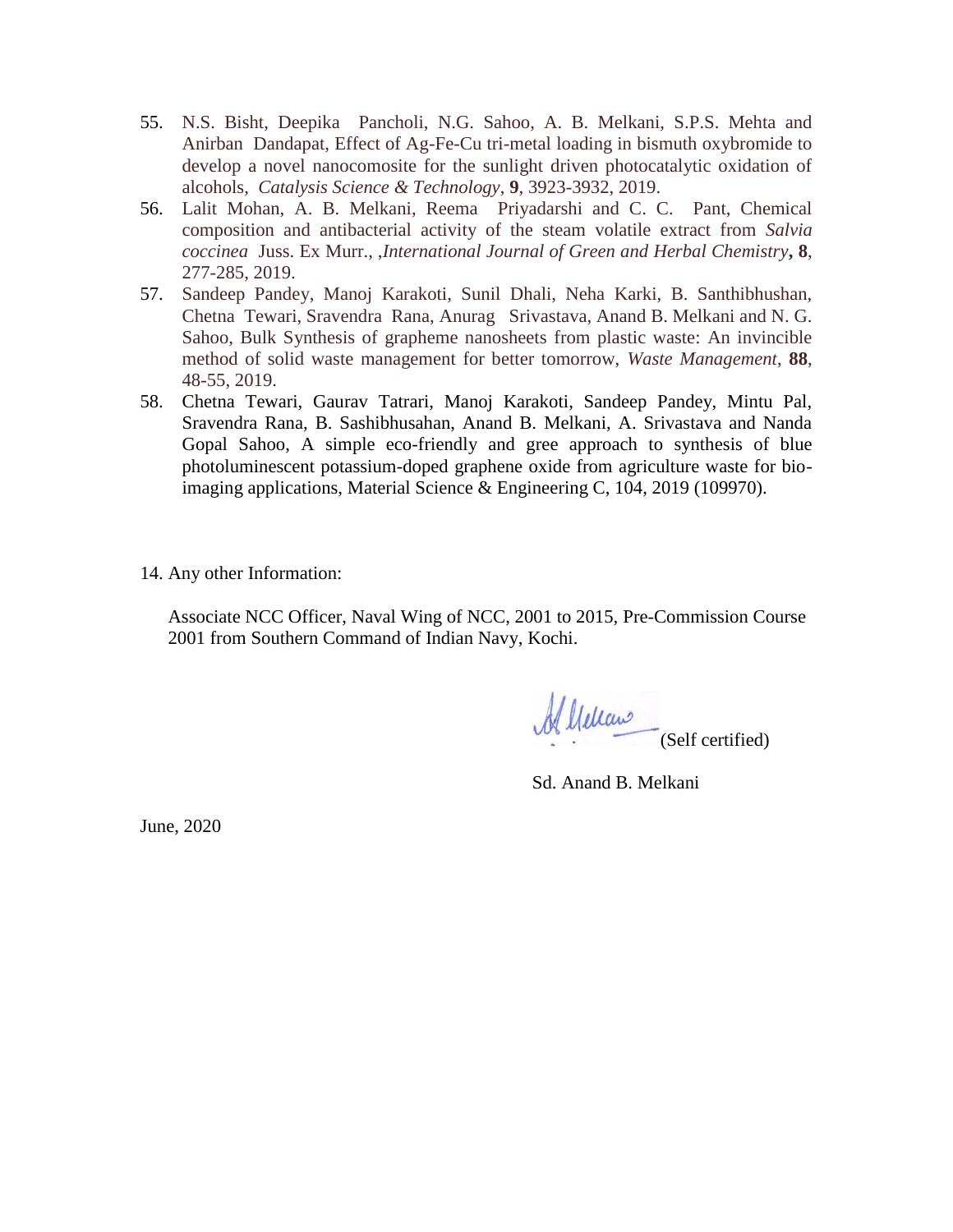55. N.S. Bisht, Deepika Pancholi, N.G. Sahoo, A. B. Melkani, S.P.S. Mehta and Anirban Dandapat, Effect of Ag-Fe-Cu tri-metal loading in bismuth oxybromide to develop a novel nanocomosite for the sunlight driven photocatalytic oxidation of alcohols, *Catalysis Science & Technology*, **9**, 3923-3932, 2019.
56. Lalit Mohan, A. B. Melkani, Reema Priyadarshi and C. C. Pant, Chemical composition and antibacterial activity of the steam volatile extract from *Salvia coccinea* Juss. Ex Murr., ,*International Journal of Green and Herbal Chemistry*, **8**, 277-285, 2019.
57. Sandeep Pandey, Manoj Karakoti, Sunil Dhali, Neha Karki, B. Santhibhushan, Chetna Tewari, Sravendra Rana, Anurag Srivastava, Anand B. Melkani and N. G. Sahoo, Bulk Synthesis of grapheme nanosheets from plastic waste: An invincible method of solid waste management for better tomorrow, *Waste Management*, **88**, 48-55, 2019.
58. Chetna Tewari, Gaurav Tatrari, Manoj Karakoti, Sandeep Pandey, Mintu Pal, Sravendra Rana, B. Sashibhusahan, Anand B. Melkani, A. Srivastava and Nanda Gopal Sahoo, A simple eco-friendly and gree approach to synthesis of blue photoluminescent potassium-doped graphene oxide from agriculture waste for bio-imaging applications, Material Science & Engineering C, 104, 2019 (109970).

14. Any other Information:

Associate NCC Officer, Naval Wing of NCC, 2001 to 2015, Pre-Commission Course 2001 from Southern Command of Indian Navy, Kochi.

(Self certified)

Sd. Anand B. Melkani

June, 2020